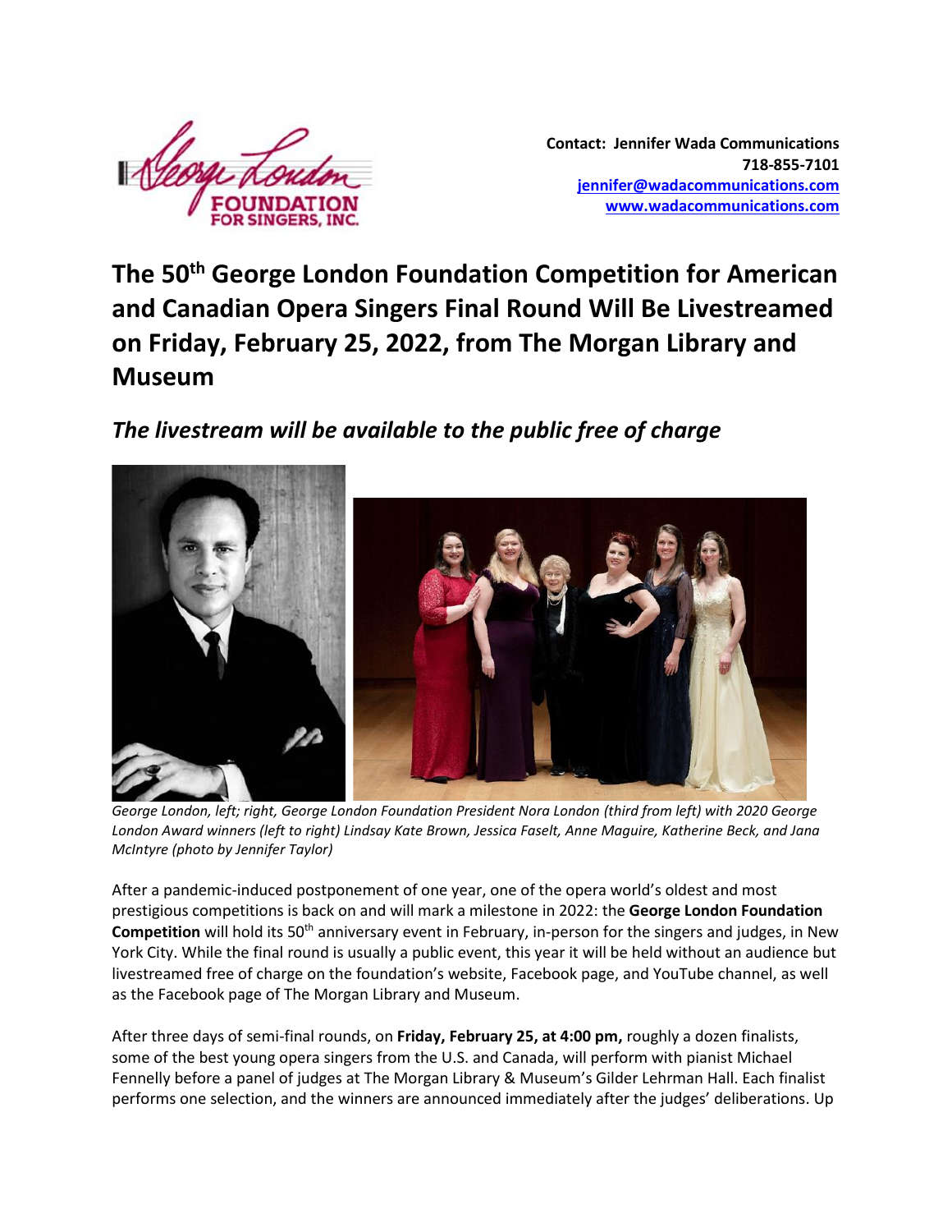**Contact: Jennifer Wada Communications**
**718-855-7101**
**[jennifer@wadacommunications.com](mailto:jennifer@wadacommunications.com)**
**[www.wadacommunications.com](http://www.wadacommunications.com)**

# The 50th George London Foundation Competition for American and Canadian Opera Singers Final Round Will Be Livestreamed on Friday, February 25, 2022, from The Morgan Library and Museum

## *The livestream will be available to the public free of charge*

*George London, left; right, George London Foundation President Nora London (third from left) with 2020 George London Award winners (left to right) Lindsay Kate Brown, Jessica Faselt, Anne Maguire, Katherine Beck, and Jana McIntyre (photo by Jennifer Taylor)*

After a pandemic-induced postponement of one year, one of the opera world's oldest and most prestigious competitions is back on and will mark a milestone in 2022: the **George London Foundation Competition** will hold its 50th anniversary event in February, in-person for the singers and judges, in New York City. While the final round is usually a public event, this year it will be held without an audience but livestreamed free of charge on the foundation's website, Facebook page, and YouTube channel, as well as the Facebook page of The Morgan Library and Museum.

After three days of semi-final rounds, on **Friday, February 25, at 4:00 pm,** roughly a dozen finalists, some of the best young opera singers from the U.S. and Canada, will perform with pianist Michael Fennelly before a panel of judges at The Morgan Library & Museum's Gilder Lehrman Hall. Each finalist performs one selection, and the winners are announced immediately after the judges' deliberations. Up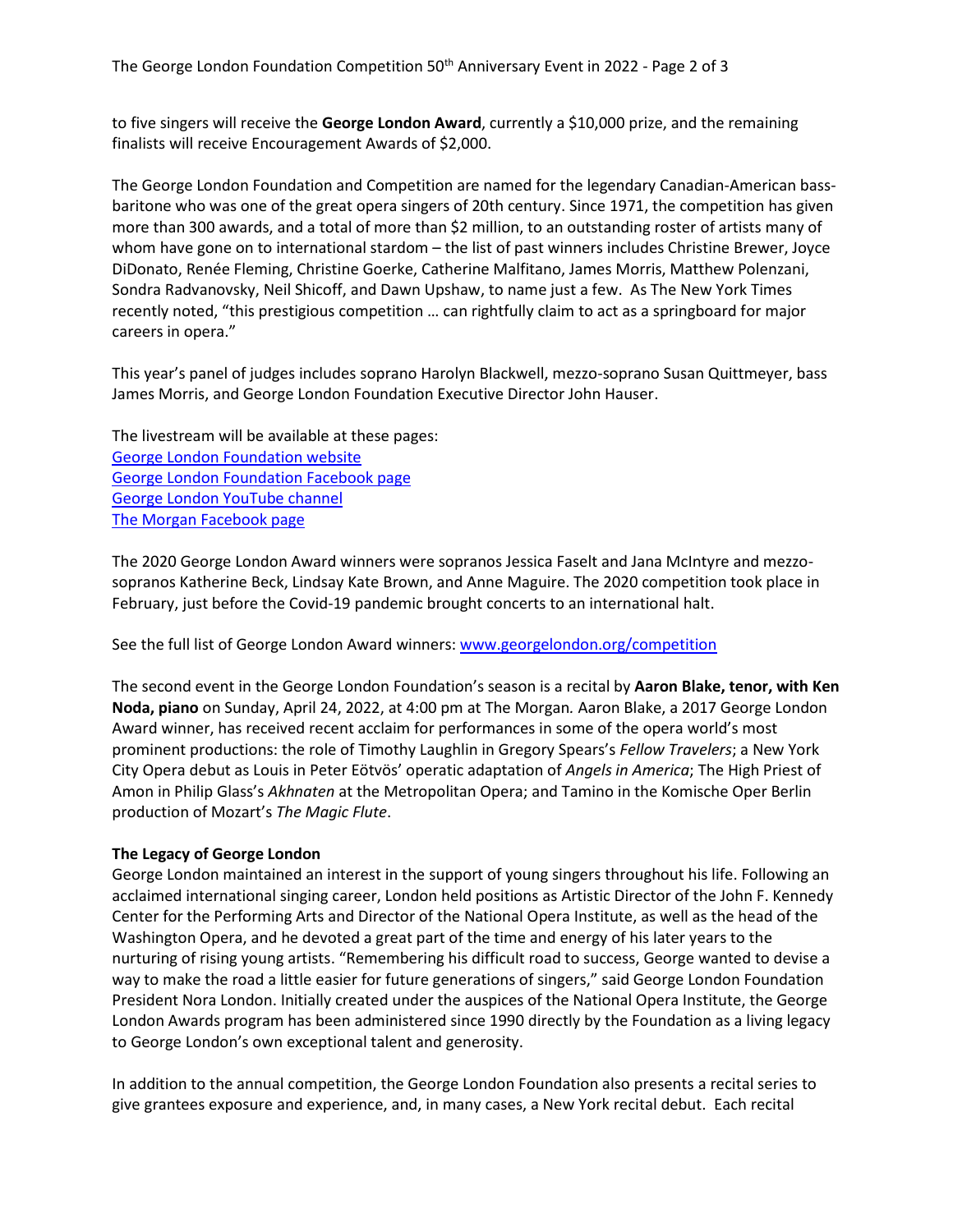to five singers will receive the **George London Award**, currently a $10,000 prize, and the remaining finalists will receive Encouragement Awards of $2,000.

The George London Foundation and Competition are named for the legendary Canadian-American bass-baritone who was one of the great opera singers of 20th century. Since 1971, the competition has given more than 300 awards, and a total of more than $2 million, to an outstanding roster of artists many of whom have gone on to international stardom – the list of past winners includes Christine Brewer, Joyce DiDonato, Renée Fleming, Christine Goerke, Catherine Malfitano, James Morris, Matthew Polenzani, Sondra Radvanovsky, Neil Shicoff, and Dawn Upshaw, to name just a few. As The New York Times recently noted, "this prestigious competition … can rightfully claim to act as a springboard for major careers in opera."

This year's panel of judges includes soprano Harolyn Blackwell, mezzo-soprano Susan Quittmeyer, bass James Morris, and George London Foundation Executive Director John Hauser.

The livestream will be available at these pages:
[George London Foundation website]()
[George London Foundation Facebook page]()
[George London YouTube channel]()
[The Morgan Facebook page]()

The 2020 George London Award winners were sopranos Jessica Faselt and Jana McIntyre and mezzo-sopranos Katherine Beck, Lindsay Kate Brown, and Anne Maguire. The 2020 competition took place in February, just before the Covid-19 pandemic brought concerts to an international halt.

See the full list of George London Award winners: [www.georgelondon.org/competition](www.georgelondon.org/competition)

The second event in the George London Foundation's season is a recital by **Aaron Blake, tenor, with Ken Noda, piano** on Sunday, April 24, 2022, at 4:00 pm at The Morgan. Aaron Blake, a 2017 George London Award winner, has received recent acclaim for performances in some of the opera world's most prominent productions: the role of Timothy Laughlin in Gregory Spears's *Fellow Travelers*; a New York City Opera debut as Louis in Peter Eötvös' operatic adaptation of *Angels in America*; The High Priest of Amon in Philip Glass's *Akhnaten* at the Metropolitan Opera; and Tamino in the Komische Oper Berlin production of Mozart's *The Magic Flute*.

**The Legacy of George London**

George London maintained an interest in the support of young singers throughout his life. Following an acclaimed international singing career, London held positions as Artistic Director of the John F. Kennedy Center for the Performing Arts and Director of the National Opera Institute, as well as the head of the Washington Opera, and he devoted a great part of the time and energy of his later years to the nurturing of rising young artists. "Remembering his difficult road to success, George wanted to devise a way to make the road a little easier for future generations of singers," said George London Foundation President Nora London. Initially created under the auspices of the National Opera Institute, the George London Awards program has been administered since 1990 directly by the Foundation as a living legacy to George London's own exceptional talent and generosity.

In addition to the annual competition, the George London Foundation also presents a recital series to give grantees exposure and experience, and, in many cases, a New York recital debut. Each recital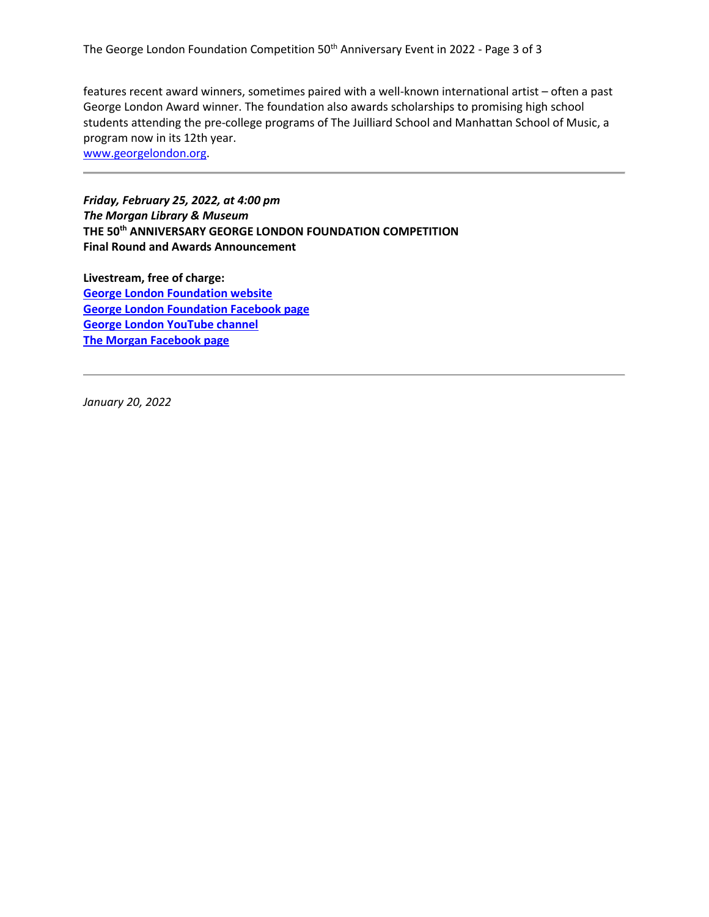features recent award winners, sometimes paired with a well-known international artist – often a past George London Award winner. The foundation also awards scholarships to promising high school students attending the pre-college programs of The Juilliard School and Manhattan School of Music, a program now in its 12th year.
www.georgelondon.org.

---

***Friday, February 25, 2022, at 4:00 pm***
***The Morgan Library & Museum***
**THE 50th ANNIVERSARY GEORGE LONDON FOUNDATION COMPETITION**
**Final Round and Awards Announcement**

**Livestream, free of charge:**
**George London Foundation website**
**George London Foundation Facebook page**
**George London YouTube channel**
**The Morgan Facebook page**

---

*January 20, 2022*